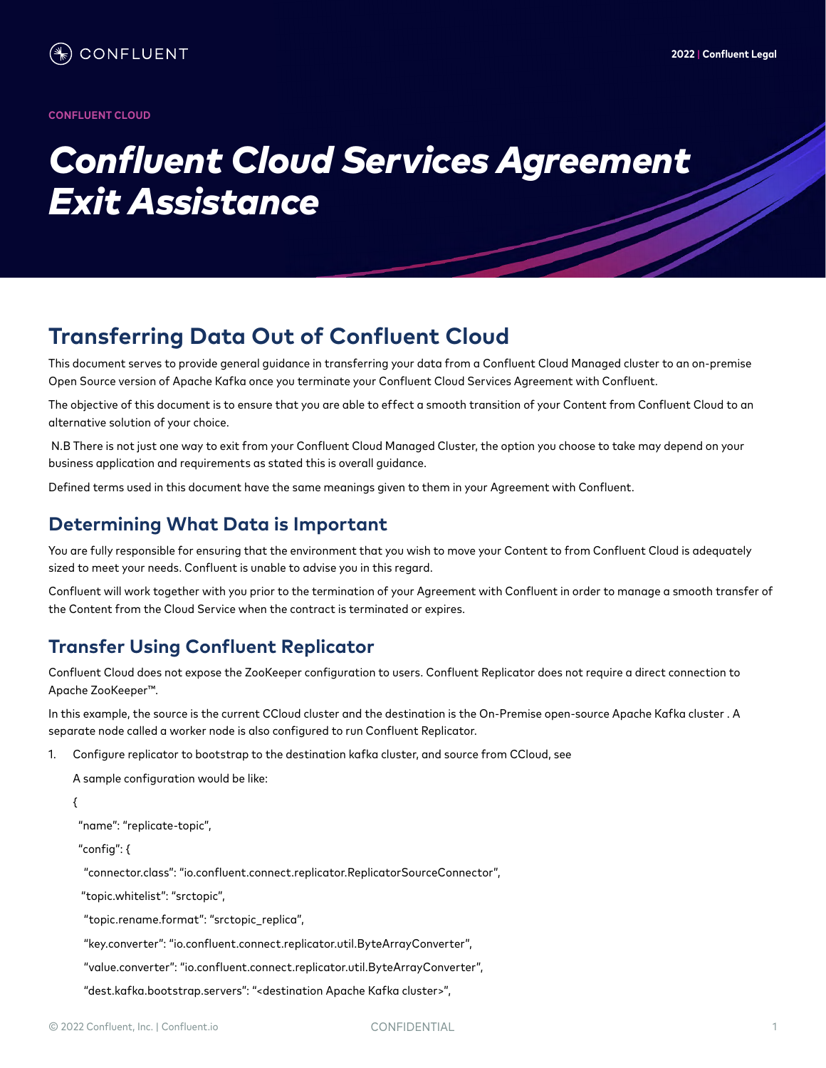CONFLUENT CLOUD

# *Confluent Cloud Services Agreement Exit Assistance*

## Transferring Data Out of Confluent Cloud

This document serves to provide general guidance in transferring your data from a Confluent Cloud Managed cluster to an on-premise Open Source version of Apache Kafka once you terminate your Confluent Cloud Services Agreement with Confluent.

The objective of this document is to ensure that you are able to effect a smooth transition of your Content from Confluent Cloud to an alternative solution of your choice.

N.B There is not just one way to exit from your Confluent Cloud Managed Cluster, the option you choose to take may depend on your business application and requirements as stated this is overall guidance.

Defined terms used in this document have the same meanings given to them in your Agreement with Confluent.

### Determining What Data is Important

You are fully responsible for ensuring that the environment that you wish to move your Content to from Confluent Cloud is adequately sized to meet your needs. Confluent is unable to advise you in this regard.

Confluent will work together with you prior to the termination of your Agreement with Confluent in order to manage a smooth transfer of the Content from the Cloud Service when the contract is terminated or expires.

### Transfer Using Confluent Replicator

Confluent Cloud does not expose the ZooKeeper configuration to users. Confluent Replicator does not require a direct connection to Apache ZooKeeper™.

In this example, the source is the current CCloud cluster and the destination is the On-Premise open-source Apache Kafka cluster . A separate node called a worker node is also configured to run Confluent Replicator.

1. Configure replicator to bootstrap to the destination kafka cluster, and source from CCloud, see

   A sample configuration would be like:

```
{
 "name": "replicate-topic",
 "config": {
  "connector.class": "io.confluent.connect.replicator.ReplicatorSourceConnector",
  "topic.whitelist": "srctopic",
  "topic.rename.format": "srctopic_replica",
  "key.converter": "io.confluent.connect.replicator.util.ByteArrayConverter",
  "value.converter": "io.confluent.connect.replicator.util.ByteArrayConverter",
  "dest.kafka.bootstrap.servers": "<destination Apache Kafka cluster>",
```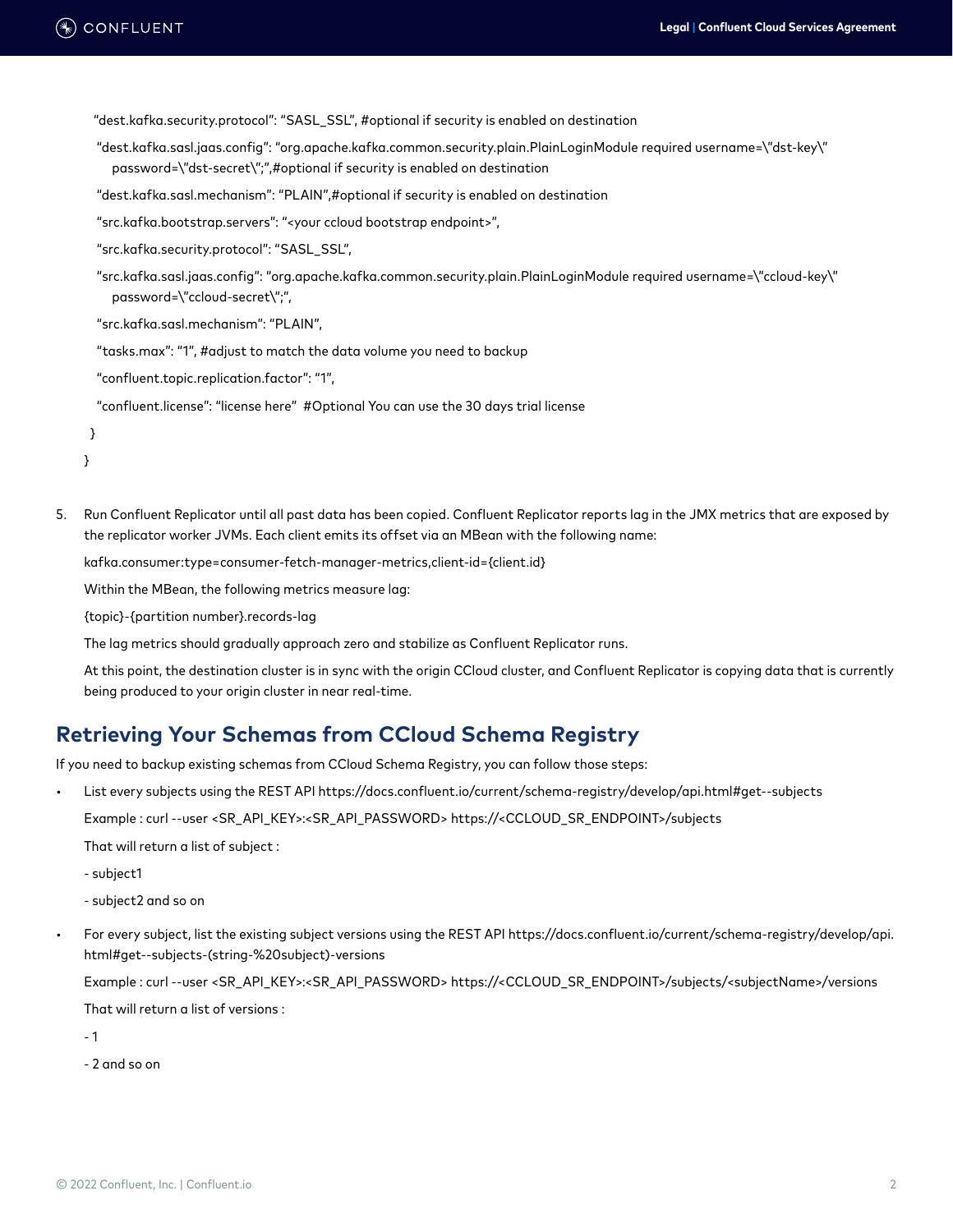```
    "dest.kafka.security.protocol": "SASL_SSL", #optional if security is enabled on destination
    "dest.kafka.sasl.jaas.config": "org.apache.kafka.common.security.plain.PlainLoginModule required username=\"dst-key\"
      password=\"dst-secret\";",#optional if security is enabled on destination
    "dest.kafka.sasl.mechanism": "PLAIN",#optional if security is enabled on destination
    "src.kafka.bootstrap.servers": "<your ccloud bootstrap endpoint>",
    "src.kafka.security.protocol": "SASL_SSL",
    "src.kafka.sasl.jaas.config": "org.apache.kafka.common.security.plain.PlainLoginModule required username=\"ccloud-key\"
      password=\"ccloud-secret\";",
    "src.kafka.sasl.mechanism": "PLAIN",
    "tasks.max": "1", #adjust to match the data volume you need to backup
    "confluent.topic.replication.factor": "1",
    "confluent.license": "license here"  #Optional You can use the 30 days trial license
  }
}
```

5. Run Confluent Replicator until all past data has been copied. Confluent Replicator reports lag in the JMX metrics that are exposed by the replicator worker JVMs. Each client emits its offset via an MBean with the following name:

   kafka.consumer:type=consumer-fetch-manager-metrics,client-id={client.id}

   Within the MBean, the following metrics measure lag:

   {topic}-{partition number}.records-lag

   The lag metrics should gradually approach zero and stabilize as Confluent Replicator runs.

   At this point, the destination cluster is in sync with the origin CCloud cluster, and Confluent Replicator is copying data that is currently being produced to your origin cluster in near real-time.

## Retrieving Your Schemas from CCloud Schema Registry

If you need to backup existing schemas from CCloud Schema Registry, you can follow those steps:

- List every subjects using the REST API https://docs.confluent.io/current/schema-registry/develop/api.html#get--subjects

  Example : curl --user <SR_API_KEY>:<SR_API_PASSWORD> https://<CCLOUD_SR_ENDPOINT>/subjects

  That will return a list of subject :

  - subject1

  - subject2 and so on

- For every subject, list the existing subject versions using the REST API https://docs.confluent.io/current/schema-registry/develop/api.html#get--subjects-(string-%20subject)-versions

  Example : curl --user <SR_API_KEY>:<SR_API_PASSWORD> https://<CCLOUD_SR_ENDPOINT>/subjects/<subjectName>/versions

  That will return a list of versions :

  - 1

  - 2 and so on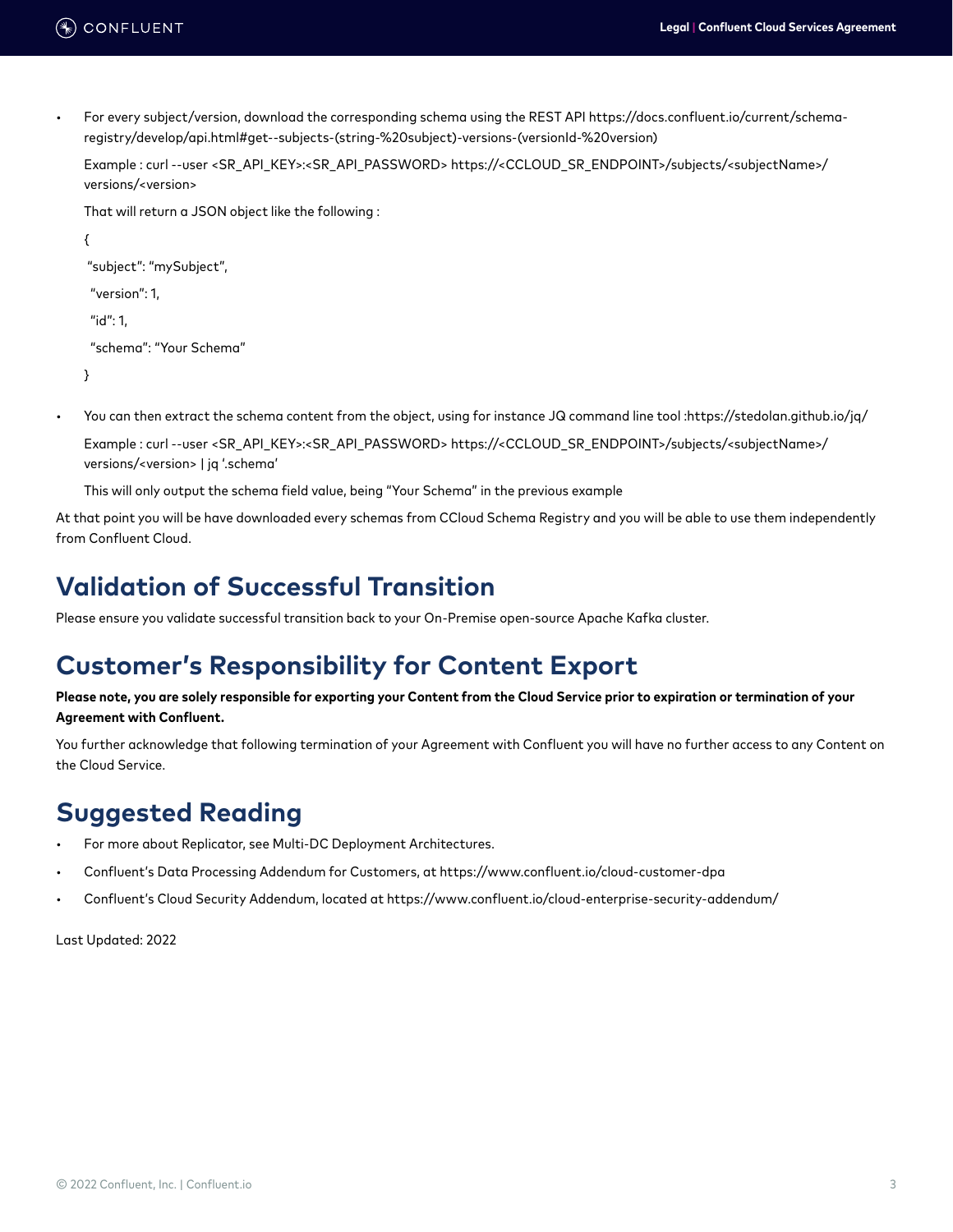- For every subject/version, download the corresponding schema using the REST API https://docs.confluent.io/current/schema-registry/develop/api.html#get--subjects-(string-%20subject)-versions-(versionId-%20version)

  Example : curl --user <SR_API_KEY>:<SR_API_PASSWORD> https://<CCLOUD_SR_ENDPOINT>/subjects/<subjectName>/versions/<version>

  That will return a JSON object like the following :

  ```
  {
   "subject": "mySubject",
    "version": 1,
    "id": 1,
    "schema": "Your Schema"
  }
  ```

- You can then extract the schema content from the object, using for instance JQ command line tool :https://stedolan.github.io/jq/

  Example : curl --user <SR_API_KEY>:<SR_API_PASSWORD> https://<CCLOUD_SR_ENDPOINT>/subjects/<subjectName>/versions/<version> | jq '.schema'

  This will only output the schema field value, being "Your Schema" in the previous example

At that point you will be have downloaded every schemas from CCloud Schema Registry and you will be able to use them independently from Confluent Cloud.

# Validation of Successful Transition

Please ensure you validate successful transition back to your On-Premise open-source Apache Kafka cluster.

# Customer's Responsibility for Content Export

**Please note, you are solely responsible for exporting your Content from the Cloud Service prior to expiration or termination of your Agreement with Confluent.**

You further acknowledge that following termination of your Agreement with Confluent you will have no further access to any Content on the Cloud Service.

# Suggested Reading

- For more about Replicator, see Multi-DC Deployment Architectures.
- Confluent's Data Processing Addendum for Customers, at https://www.confluent.io/cloud-customer-dpa
- Confluent's Cloud Security Addendum, located at https://www.confluent.io/cloud-enterprise-security-addendum/

Last Updated: 2022